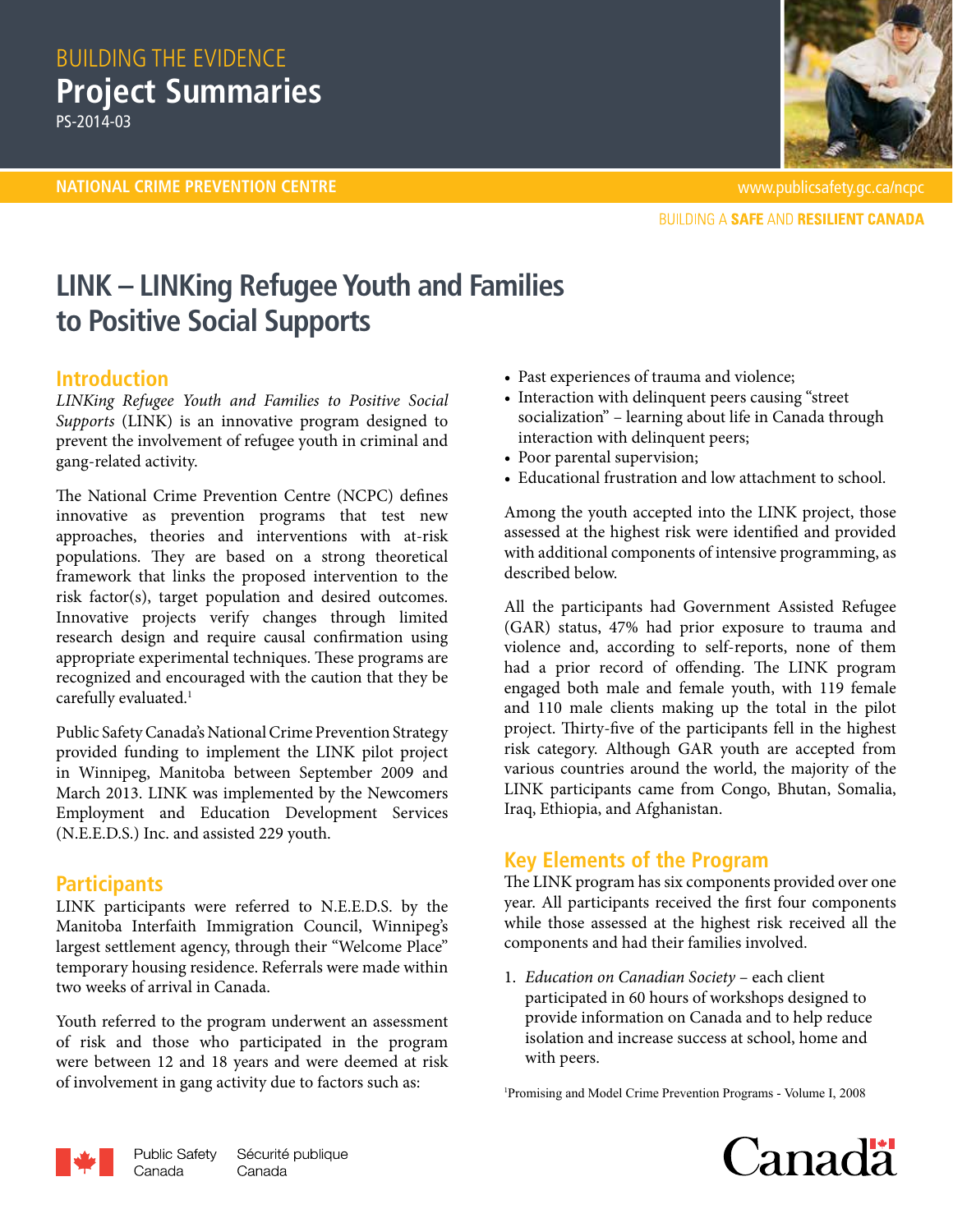BUILDING THE EVIDENCE

# Project Summaries

PS-2014-03

NATIONAL CRIME PREVENTION CENTRE

# LINK – LINKing Refugee Youth and Families to Positive Social Supports

## Introduction

*LINKing Refugee Youth and Families to Positive Social Supports* (LINK) is an innovative program designed to prevent the involvement of refugee youth in criminal and gang-related activity.

The National Crime Prevention Centre (NCPC) defines innovative as prevention programs that test new approaches, theories and interventions with at-risk populations. They are based on a strong theoretical framework that links the proposed intervention to the risk factor(s), target population and desired outcomes. Innovative projects verify changes through limited research design and require causal confirmation using appropriate experimental techniques. These programs are recognized and encouraged with the caution that they be carefully evaluated.[1]

Public Safety Canada's National Crime Prevention Strategy provided funding to implement the LINK pilot project in Winnipeg, Manitoba between September 2009 and March 2013. LINK was implemented by the Newcomers Employment and Education Development Services (N.E.E.D.S.) Inc. and assisted 229 youth.

## Participants

LINK participants were referred to N.E.E.D.S. by the Manitoba Interfaith Immigration Council, Winnipeg's largest settlement agency, through their "Welcome Place" temporary housing residence. Referrals were made within two weeks of arrival in Canada.

Youth referred to the program underwent an assessment of risk and those who participated in the program were between 12 and 18 years and were deemed at risk of involvement in gang activity due to factors such as:

- Past experiences of trauma and violence;
- Interaction with delinquent peers causing "street socialization" – learning about life in Canada through interaction with delinquent peers;
- Poor parental supervision;
- Educational frustration and low attachment to school.

Among the youth accepted into the LINK project, those assessed at the highest risk were identified and provided with additional components of intensive programming, as described below.

All the participants had Government Assisted Refugee (GAR) status, 47% had prior exposure to trauma and violence and, according to self-reports, none of them had a prior record of offending. The LINK program engaged both male and female youth, with 119 female and 110 male clients making up the total in the pilot project. Thirty-five of the participants fell in the highest risk category. Although GAR youth are accepted from various countries around the world, the majority of the LINK participants came from Congo, Bhutan, Somalia, Iraq, Ethiopia, and Afghanistan.

## Key Elements of the Program

The LINK program has six components provided over one year. All participants received the first four components while those assessed at the highest risk received all the components and had their families involved.

1. *Education on Canadian Society* – each client participated in 60 hours of workshops designed to provide information on Canada and to help reduce isolation and increase success at school, home and with peers.

[1]Promising and Model Crime Prevention Programs - Volume I, 2008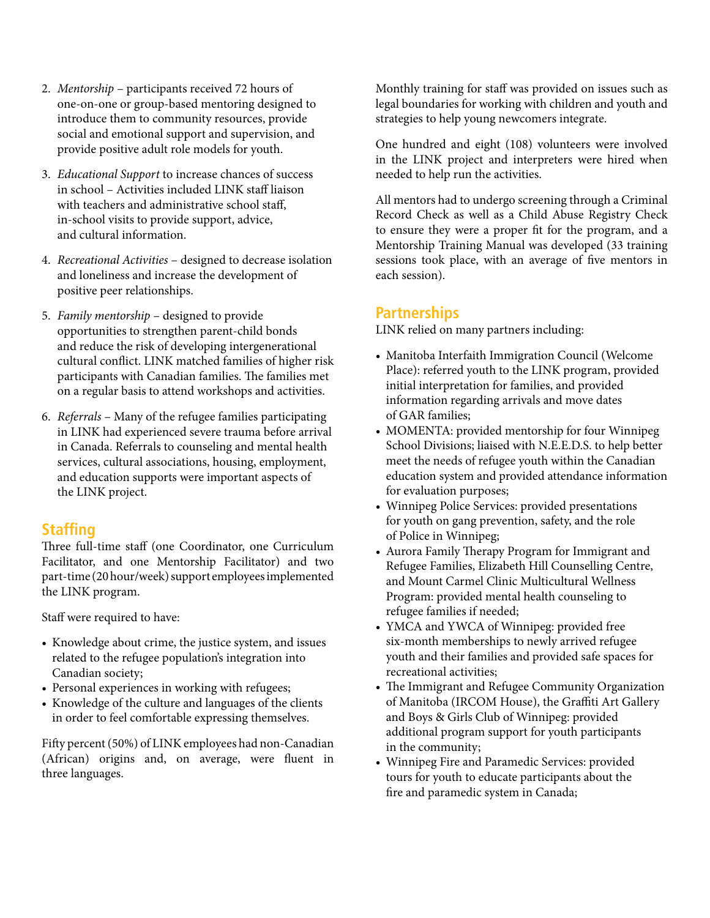2. *Mentorship* – participants received 72 hours of one-on-one or group-based mentoring designed to introduce them to community resources, provide social and emotional support and supervision, and provide positive adult role models for youth.

3. *Educational Support* to increase chances of success in school – Activities included LINK staff liaison with teachers and administrative school staff, in-school visits to provide support, advice, and cultural information.

4. *Recreational Activities* – designed to decrease isolation and loneliness and increase the development of positive peer relationships.

5. *Family mentorship* – designed to provide opportunities to strengthen parent-child bonds and reduce the risk of developing intergenerational cultural conflict. LINK matched families of higher risk participants with Canadian families. The families met on a regular basis to attend workshops and activities.

6. *Referrals* – Many of the refugee families participating in LINK had experienced severe trauma before arrival in Canada. Referrals to counseling and mental health services, cultural associations, housing, employment, and education supports were important aspects of the LINK project.

## Staffing

Three full-time staff (one Coordinator, one Curriculum Facilitator, and one Mentorship Facilitator) and two part-time (20 hour/week) support employees implemented the LINK program.

Staff were required to have:

- Knowledge about crime, the justice system, and issues related to the refugee population's integration into Canadian society;
- Personal experiences in working with refugees;
- Knowledge of the culture and languages of the clients in order to feel comfortable expressing themselves.

Fifty percent (50%) of LINK employees had non-Canadian (African) origins and, on average, were fluent in three languages.

Monthly training for staff was provided on issues such as legal boundaries for working with children and youth and strategies to help young newcomers integrate.

One hundred and eight (108) volunteers were involved in the LINK project and interpreters were hired when needed to help run the activities.

All mentors had to undergo screening through a Criminal Record Check as well as a Child Abuse Registry Check to ensure they were a proper fit for the program, and a Mentorship Training Manual was developed (33 training sessions took place, with an average of five mentors in each session).

## Partnerships

LINK relied on many partners including:

- Manitoba Interfaith Immigration Council (Welcome Place): referred youth to the LINK program, provided initial interpretation for families, and provided information regarding arrivals and move dates of GAR families;
- MOMENTA: provided mentorship for four Winnipeg School Divisions; liaised with N.E.E.D.S. to help better meet the needs of refugee youth within the Canadian education system and provided attendance information for evaluation purposes;
- Winnipeg Police Services: provided presentations for youth on gang prevention, safety, and the role of Police in Winnipeg;
- Aurora Family Therapy Program for Immigrant and Refugee Families, Elizabeth Hill Counselling Centre, and Mount Carmel Clinic Multicultural Wellness Program: provided mental health counseling to refugee families if needed;
- YMCA and YWCA of Winnipeg: provided free six-month memberships to newly arrived refugee youth and their families and provided safe spaces for recreational activities;
- The Immigrant and Refugee Community Organization of Manitoba (IRCOM House), the Graffiti Art Gallery and Boys & Girls Club of Winnipeg: provided additional program support for youth participants in the community;
- Winnipeg Fire and Paramedic Services: provided tours for youth to educate participants about the fire and paramedic system in Canada;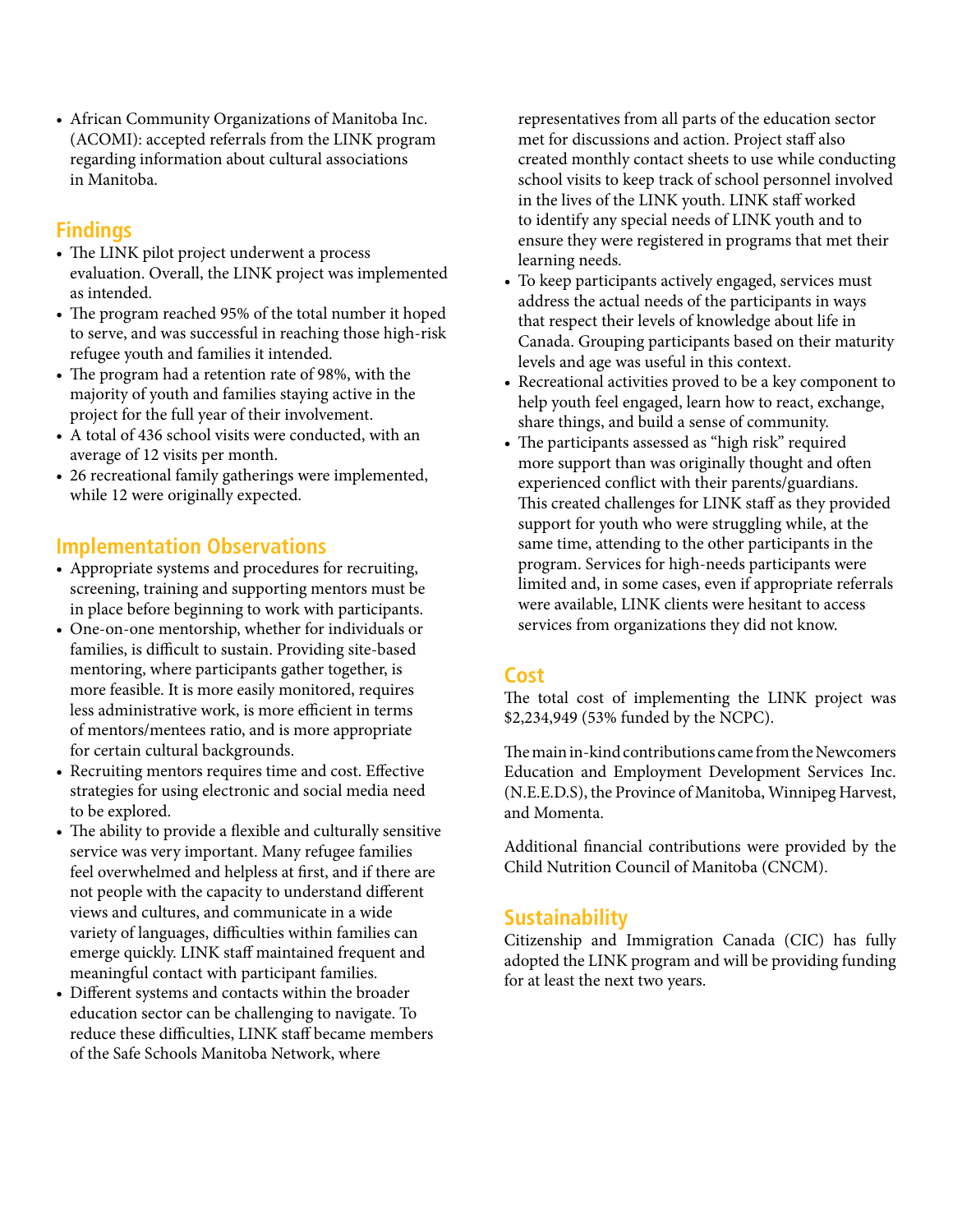- African Community Organizations of Manitoba Inc. (ACOMI): accepted referrals from the LINK program regarding information about cultural associations in Manitoba.

## Findings

- The LINK pilot project underwent a process evaluation. Overall, the LINK project was implemented as intended.
- The program reached 95% of the total number it hoped to serve, and was successful in reaching those high-risk refugee youth and families it intended.
- The program had a retention rate of 98%, with the majority of youth and families staying active in the project for the full year of their involvement.
- A total of 436 school visits were conducted, with an average of 12 visits per month.
- 26 recreational family gatherings were implemented, while 12 were originally expected.

## Implementation Observations

- Appropriate systems and procedures for recruiting, screening, training and supporting mentors must be in place before beginning to work with participants.
- One-on-one mentorship, whether for individuals or families, is difficult to sustain. Providing site-based mentoring, where participants gather together, is more feasible. It is more easily monitored, requires less administrative work, is more efficient in terms of mentors/mentees ratio, and is more appropriate for certain cultural backgrounds.
- Recruiting mentors requires time and cost. Effective strategies for using electronic and social media need to be explored.
- The ability to provide a flexible and culturally sensitive service was very important. Many refugee families feel overwhelmed and helpless at first, and if there are not people with the capacity to understand different views and cultures, and communicate in a wide variety of languages, difficulties within families can emerge quickly. LINK staff maintained frequent and meaningful contact with participant families.
- Different systems and contacts within the broader education sector can be challenging to navigate. To reduce these difficulties, LINK staff became members of the Safe Schools Manitoba Network, where representatives from all parts of the education sector met for discussions and action. Project staff also created monthly contact sheets to use while conducting school visits to keep track of school personnel involved in the lives of the LINK youth. LINK staff worked to identify any special needs of LINK youth and to ensure they were registered in programs that met their learning needs.
- To keep participants actively engaged, services must address the actual needs of the participants in ways that respect their levels of knowledge about life in Canada. Grouping participants based on their maturity levels and age was useful in this context.
- Recreational activities proved to be a key component to help youth feel engaged, learn how to react, exchange, share things, and build a sense of community.
- The participants assessed as "high risk" required more support than was originally thought and often experienced conflict with their parents/guardians. This created challenges for LINK staff as they provided support for youth who were struggling while, at the same time, attending to the other participants in the program. Services for high-needs participants were limited and, in some cases, even if appropriate referrals were available, LINK clients were hesitant to access services from organizations they did not know.

## Cost

The total cost of implementing the LINK project was $2,234,949 (53% funded by the NCPC).

The main in-kind contributions came from the Newcomers Education and Employment Development Services Inc. (N.E.E.D.S), the Province of Manitoba, Winnipeg Harvest, and Momenta.

Additional financial contributions were provided by the Child Nutrition Council of Manitoba (CNCM).

## Sustainability

Citizenship and Immigration Canada (CIC) has fully adopted the LINK program and will be providing funding for at least the next two years.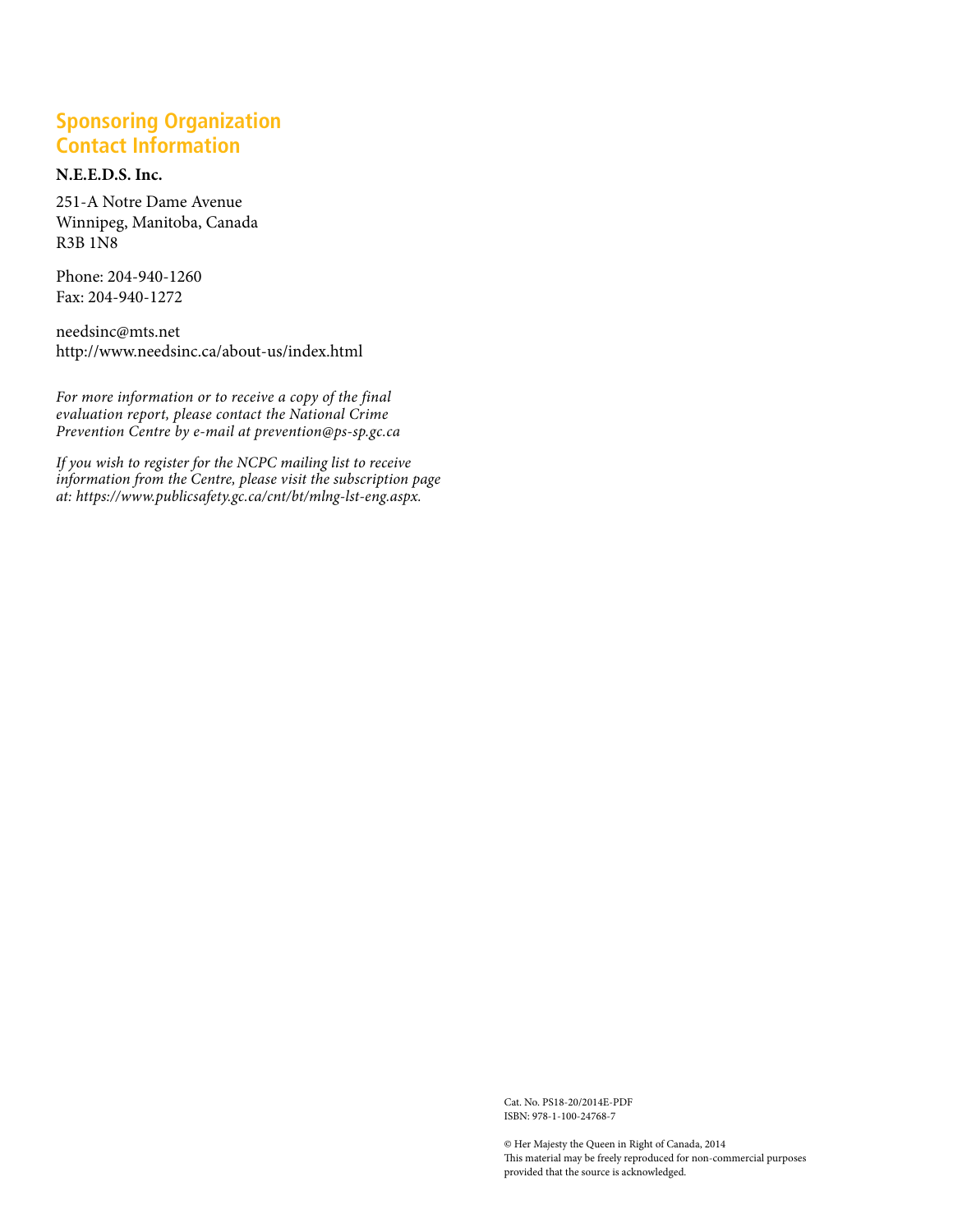## Sponsoring Organization Contact Information

**N.E.E.D.S. Inc.**

251-A Notre Dame Avenue
Winnipeg, Manitoba, Canada
R3B 1N8

Phone: 204-940-1260
Fax: 204-940-1272

needsinc@mts.net
http://www.needsinc.ca/about-us/index.html

*For more information or to receive a copy of the final evaluation report, please contact the National Crime Prevention Centre by e-mail at prevention@ps-sp.gc.ca*

*If you wish to register for the NCPC mailing list to receive information from the Centre, please visit the subscription page at: https://www.publicsafety.gc.ca/cnt/bt/mlng-lst-eng.aspx.*

Cat. No. PS18-20/2014E-PDF
ISBN: 978-1-100-24768-7

© Her Majesty the Queen in Right of Canada, 2014
This material may be freely reproduced for non-commercial purposes provided that the source is acknowledged.